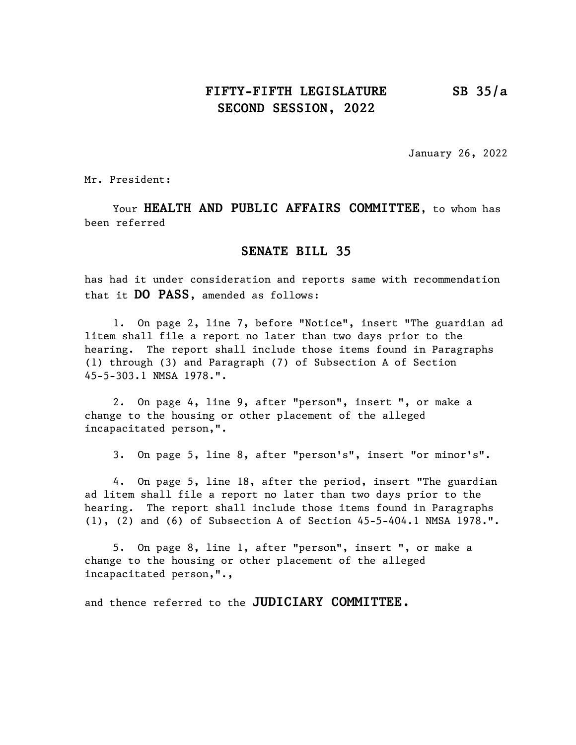**FIFTY-FIFTH LEGISLATURE**
**SECOND SESSION, 2022**

**SB 35/a**

January 26, 2022

Mr. President:

Your **HEALTH AND PUBLIC AFFAIRS COMMITTEE**, to whom has been referred

## SENATE BILL 35

has had it under consideration and reports same with recommendation that it **DO PASS**, amended as follows:

1. On page 2, line 7, before "Notice", insert "The guardian ad litem shall file a report no later than two days prior to the hearing. The report shall include those items found in Paragraphs (1) through (3) and Paragraph (7) of Subsection A of Section 45-5-303.1 NMSA 1978.".

2. On page 4, line 9, after "person", insert ", or make a change to the housing or other placement of the alleged incapacitated person,".

3. On page 5, line 8, after "person's", insert "or minor's".

4. On page 5, line 18, after the period, insert "The guardian ad litem shall file a report no later than two days prior to the hearing. The report shall include those items found in Paragraphs (1), (2) and (6) of Subsection A of Section 45-5-404.1 NMSA 1978.".

5. On page 8, line 1, after "person", insert ", or make a change to the housing or other placement of the alleged incapacitated person,".,

and thence referred to the **JUDICIARY COMMITTEE.**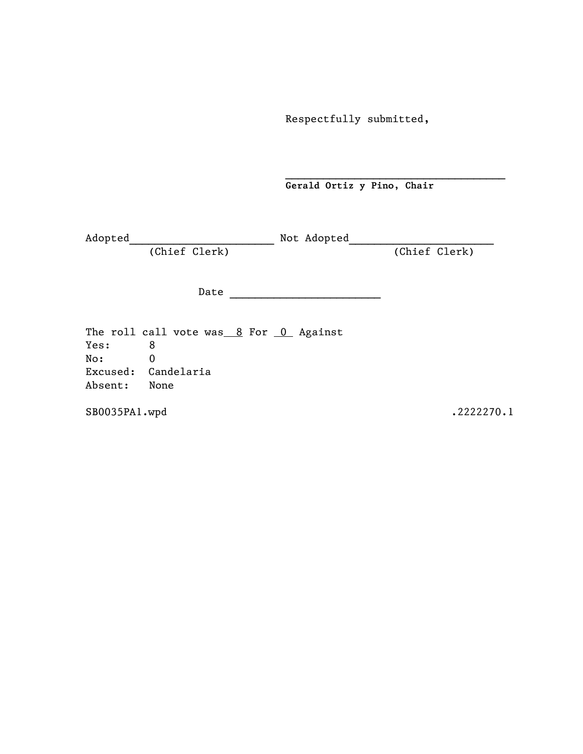Respectfully submitted,

___________________________________
**Gerald Ortiz y Pino, Chair**

Adopted_______________________ Not Adopted_______________________
(Chief Clerk) (Chief Clerk)

Date ________________________

The roll call vote was 8 For 0 Against
Yes: 8
No: 0
Excused: Candelaria
Absent: None

SB0035PA1.wpd .2222270.1